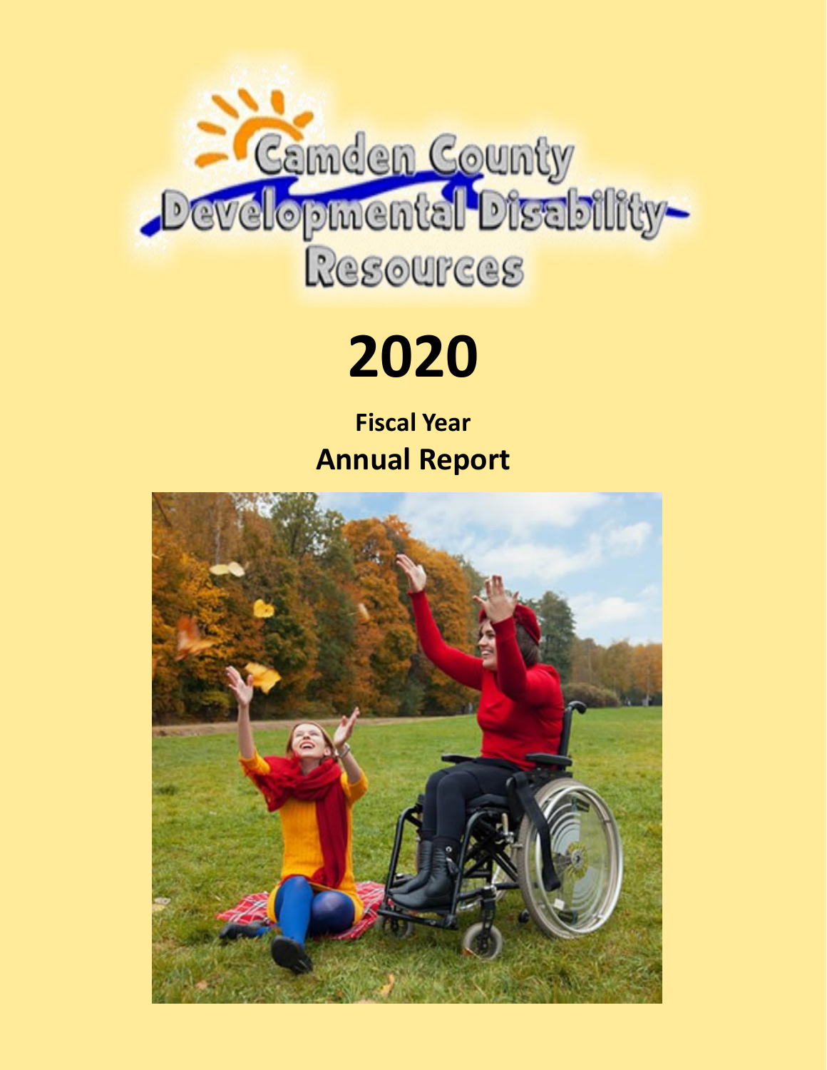# Camden County Developmental Disability Resources

# 2020

## Fiscal Year

## Annual Report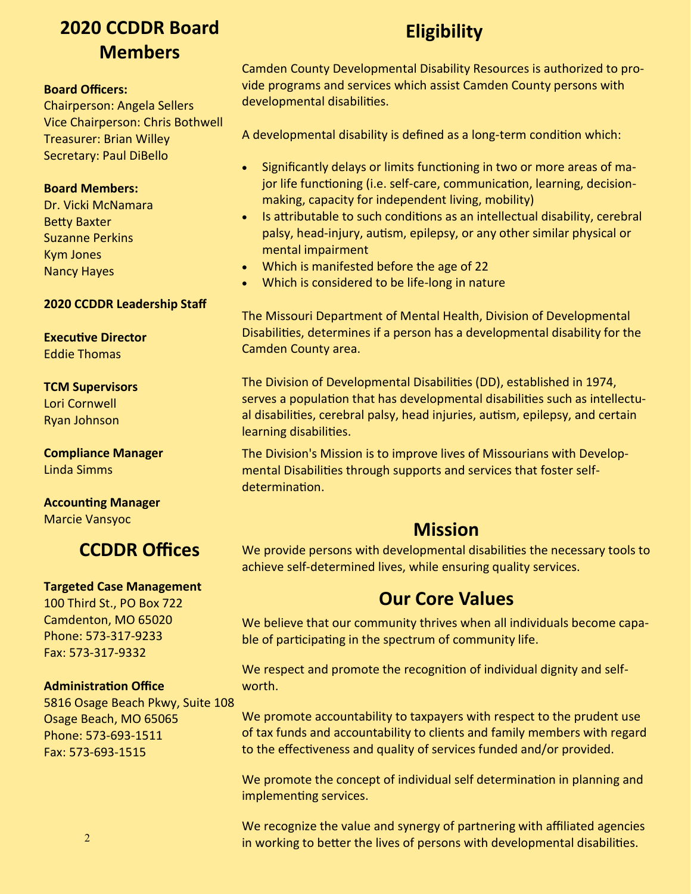## 2020 CCDDR Board Members

**Board Officers:**
Chairperson: Angela Sellers
Vice Chairperson: Chris Bothwell
Treasurer: Brian Willey
Secretary: Paul DiBello

**Board Members:**
Dr. Vicki McNamara
Betty Baxter
Suzanne Perkins
Kym Jones
Nancy Hayes

**2020 CCDDR Leadership Staff**

**Executive Director**
Eddie Thomas

**TCM Supervisors**
Lori Cornwell
Ryan Johnson

**Compliance Manager**
Linda Simms

**Accounting Manager**
Marcie Vansyoc

## CCDDR Offices

**Targeted Case Management**
100 Third St., PO Box 722
Camdenton, MO 65020
Phone: 573-317-9233
Fax: 573-317-9332

**Administration Office**
5816 Osage Beach Pkwy, Suite 108
Osage Beach, MO 65065
Phone: 573-693-1511
Fax: 573-693-1515

## Eligibility

Camden County Developmental Disability Resources is authorized to provide programs and services which assist Camden County persons with developmental disabilities.

A developmental disability is defined as a long-term condition which:

- Significantly delays or limits functioning in two or more areas of major life functioning (i.e. self-care, communication, learning, decision-making, capacity for independent living, mobility)
- Is attributable to such conditions as an intellectual disability, cerebral palsy, head-injury, autism, epilepsy, or any other similar physical or mental impairment
- Which is manifested before the age of 22
- Which is considered to be life-long in nature

The Missouri Department of Mental Health, Division of Developmental Disabilities, determines if a person has a developmental disability for the Camden County area.

The Division of Developmental Disabilities (DD), established in 1974, serves a population that has developmental disabilities such as intellectual disabilities, cerebral palsy, head injuries, autism, epilepsy, and certain learning disabilities.

The Division's Mission is to improve lives of Missourians with Developmental Disabilities through supports and services that foster self-determination.

## Mission

We provide persons with developmental disabilities the necessary tools to achieve self-determined lives, while ensuring quality services.

## Our Core Values

We believe that our community thrives when all individuals become capable of participating in the spectrum of community life.

We respect and promote the recognition of individual dignity and self-worth.

We promote accountability to taxpayers with respect to the prudent use of tax funds and accountability to clients and family members with regard to the effectiveness and quality of services funded and/or provided.

We promote the concept of individual self determination in planning and implementing services.

We recognize the value and synergy of partnering with affiliated agencies in working to better the lives of persons with developmental disabilities.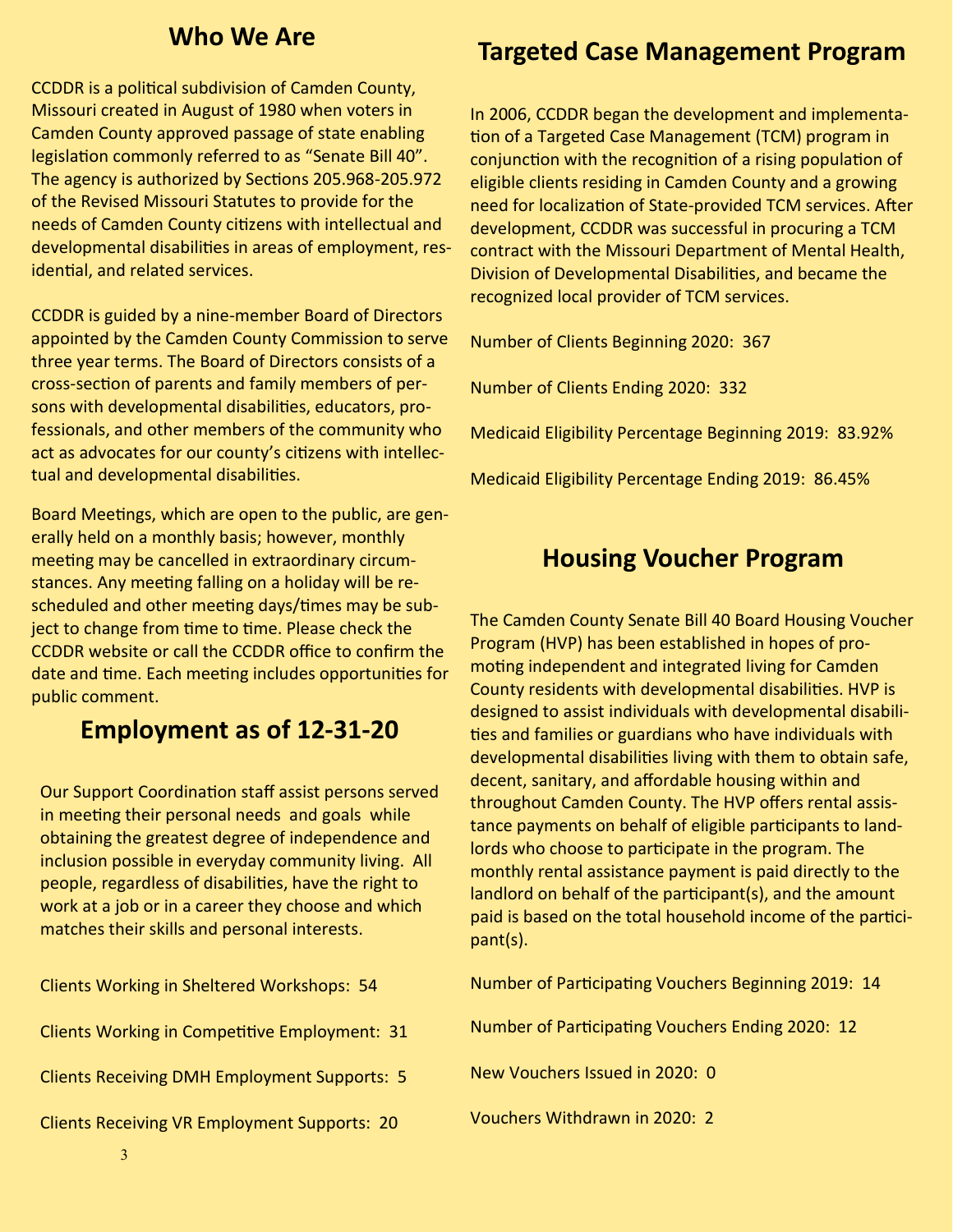## Who We Are

CCDDR is a political subdivision of Camden County, Missouri created in August of 1980 when voters in Camden County approved passage of state enabling legislation commonly referred to as "Senate Bill 40". The agency is authorized by Sections 205.968-205.972 of the Revised Missouri Statutes to provide for the needs of Camden County citizens with intellectual and developmental disabilities in areas of employment, residential, and related services.

CCDDR is guided by a nine-member Board of Directors appointed by the Camden County Commission to serve three year terms. The Board of Directors consists of a cross-section of parents and family members of persons with developmental disabilities, educators, professionals, and other members of the community who act as advocates for our county's citizens with intellectual and developmental disabilities.

Board Meetings, which are open to the public, are generally held on a monthly basis; however, monthly meeting may be cancelled in extraordinary circumstances. Any meeting falling on a holiday will be rescheduled and other meeting days/times may be subject to change from time to time. Please check the CCDDR website or call the CCDDR office to confirm the date and time. Each meeting includes opportunities for public comment.

## Employment as of 12-31-20

Our Support Coordination staff assist persons served in meeting their personal needs and goals while obtaining the greatest degree of independence and inclusion possible in everyday community living. All people, regardless of disabilities, have the right to work at a job or in a career they choose and which matches their skills and personal interests.

Clients Working in Sheltered Workshops: 54

Clients Working in Competitive Employment: 31

Clients Receiving DMH Employment Supports: 5

Clients Receiving VR Employment Supports: 20

## Targeted Case Management Program

In 2006, CCDDR began the development and implementation of a Targeted Case Management (TCM) program in conjunction with the recognition of a rising population of eligible clients residing in Camden County and a growing need for localization of State-provided TCM services. After development, CCDDR was successful in procuring a TCM contract with the Missouri Department of Mental Health, Division of Developmental Disabilities, and became the recognized local provider of TCM services.

Number of Clients Beginning 2020: 367

Number of Clients Ending 2020: 332

Medicaid Eligibility Percentage Beginning 2019: 83.92%

Medicaid Eligibility Percentage Ending 2019: 86.45%

## Housing Voucher Program

The Camden County Senate Bill 40 Board Housing Voucher Program (HVP) has been established in hopes of promoting independent and integrated living for Camden County residents with developmental disabilities. HVP is designed to assist individuals with developmental disabilities and families or guardians who have individuals with developmental disabilities living with them to obtain safe, decent, sanitary, and affordable housing within and throughout Camden County. The HVP offers rental assistance payments on behalf of eligible participants to landlords who choose to participate in the program. The monthly rental assistance payment is paid directly to the landlord on behalf of the participant(s), and the amount paid is based on the total household income of the participant(s).

Number of Participating Vouchers Beginning 2019: 14

Number of Participating Vouchers Ending 2020: 12

New Vouchers Issued in 2020: 0

Vouchers Withdrawn in 2020: 2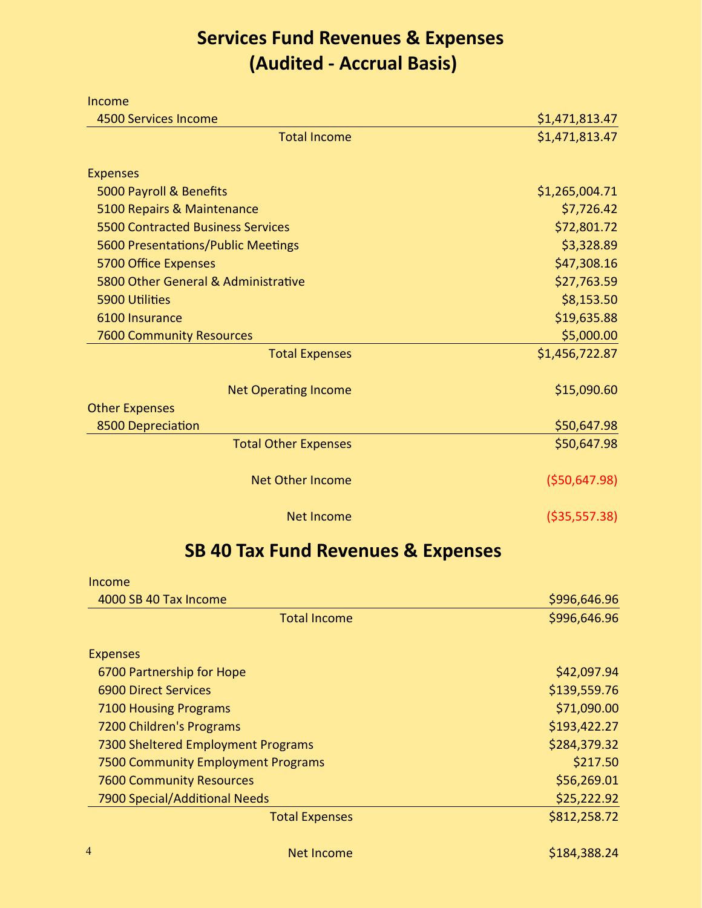# Services Fund Revenues & Expenses
# (Audited - Accrual Basis)

| | |
|---|---|
| Income | |
| 4500 Services Income | $1,471,813.47 |
| Total Income | $1,471,813.47 |
| | |
| Expenses | |
| 5000 Payroll & Benefits | $1,265,004.71 |
| 5100 Repairs & Maintenance | $7,726.42 |
| 5500 Contracted Business Services | $72,801.72 |
| 5600 Presentations/Public Meetings | $3,328.89 |
| 5700 Office Expenses | $47,308.16 |
| 5800 Other General & Administrative | $27,763.59 |
| 5900 Utilities | $8,153.50 |
| 6100 Insurance | $19,635.88 |
| 7600 Community Resources | $5,000.00 |
| Total Expenses | $1,456,722.87 |
| | |
| Net Operating Income | $15,090.60 |
| Other Expenses | |
| 8500 Depreciation | $50,647.98 |
| Total Other Expenses | $50,647.98 |
| | |
| Net Other Income | ($50,647.98) |
| | |
| Net Income | ($35,557.38) |

# SB 40 Tax Fund Revenues & Expenses

| | |
|---|---|
| Income | |
| 4000 SB 40 Tax Income | $996,646.96 |
| Total Income | $996,646.96 |
| | |
| Expenses | |
| 6700 Partnership for Hope | $42,097.94 |
| 6900 Direct Services | $139,559.76 |
| 7100 Housing Programs | $71,090.00 |
| 7200 Children's Programs | $193,422.27 |
| 7300 Sheltered Employment Programs | $284,379.32 |
| 7500 Community Employment Programs | $217.50 |
| 7600 Community Resources | $56,269.01 |
| 7900 Special/Additional Needs | $25,222.92 |
| Total Expenses | $812,258.72 |
| | |
| Net Income | $184,388.24 |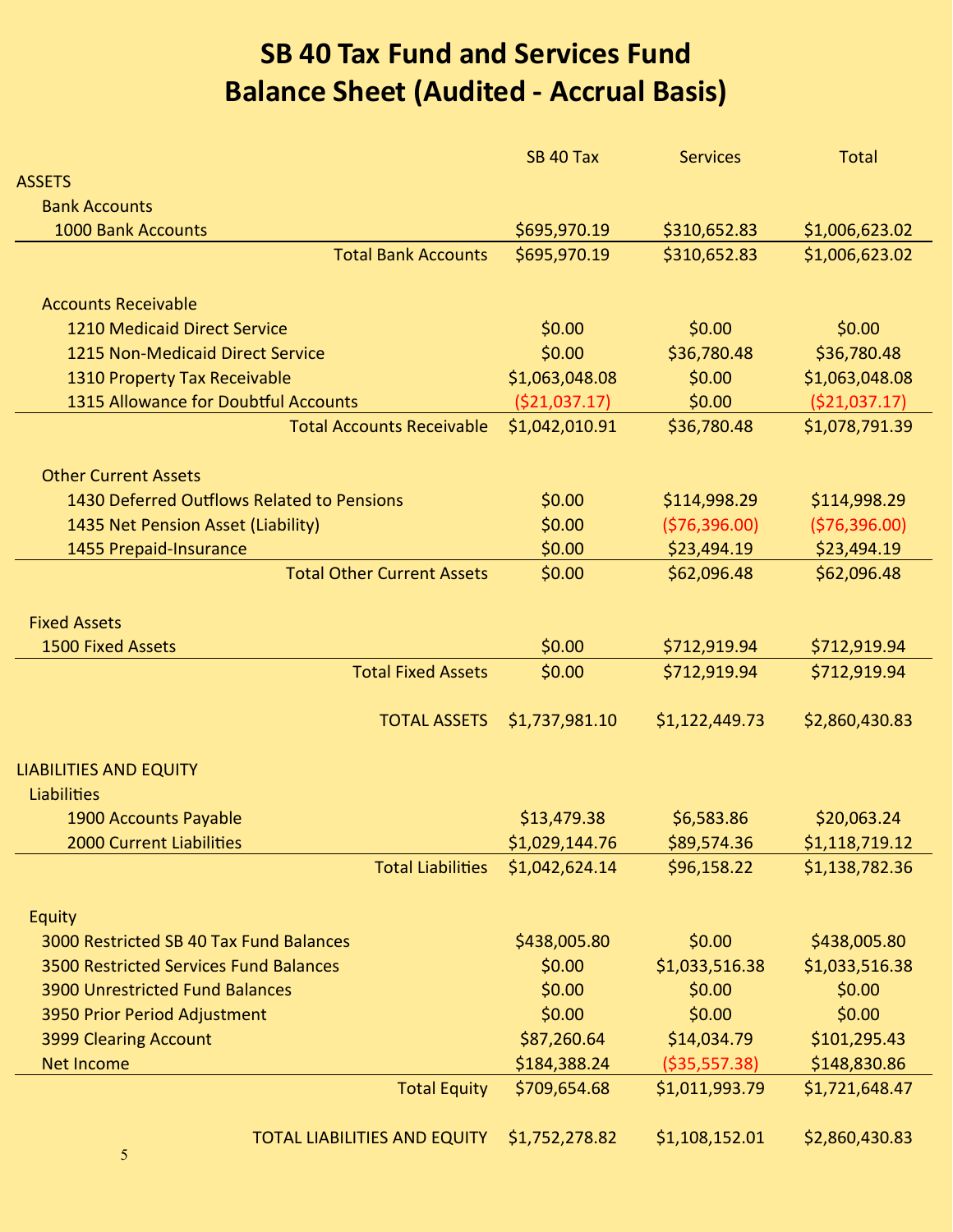# SB 40 Tax Fund and Services Fund
# Balance Sheet (Audited - Accrual Basis)

| | SB 40 Tax | Services | Total |
|---|---|---|---|
| **ASSETS** | | | |
| Bank Accounts | | | |
| 1000 Bank Accounts | $695,970.19 | $310,652.83 | $1,006,623.02 |
| Total Bank Accounts | $695,970.19 | $310,652.83 | $1,006,623.02 |
| Accounts Receivable | | | |
| 1210 Medicaid Direct Service | $0.00 | $0.00 | $0.00 |
| 1215 Non-Medicaid Direct Service | $0.00 | $36,780.48 | $36,780.48 |
| 1310 Property Tax Receivable | $1,063,048.08 | $0.00 | $1,063,048.08 |
| 1315 Allowance for Doubtful Accounts | ($21,037.17) | $0.00 | ($21,037.17) |
| Total Accounts Receivable | $1,042,010.91 | $36,780.48 | $1,078,791.39 |
| Other Current Assets | | | |
| 1430 Deferred Outflows Related to Pensions | $0.00 | $114,998.29 | $114,998.29 |
| 1435 Net Pension Asset (Liability) | $0.00 | ($76,396.00) | ($76,396.00) |
| 1455 Prepaid-Insurance | $0.00 | $23,494.19 | $23,494.19 |
| Total Other Current Assets | $0.00 | $62,096.48 | $62,096.48 |
| Fixed Assets | | | |
| 1500 Fixed Assets | $0.00 | $712,919.94 | $712,919.94 |
| Total Fixed Assets | $0.00 | $712,919.94 | $712,919.94 |
| TOTAL ASSETS | $1,737,981.10 | $1,122,449.73 | $2,860,430.83 |
| **LIABILITIES AND EQUITY** | | | |
| Liabilities | | | |
| 1900 Accounts Payable | $13,479.38 | $6,583.86 | $20,063.24 |
| 2000 Current Liabilities | $1,029,144.76 | $89,574.36 | $1,118,719.12 |
| Total Liabilities | $1,042,624.14 | $96,158.22 | $1,138,782.36 |
| Equity | | | |
| 3000 Restricted SB 40 Tax Fund Balances | $438,005.80 | $0.00 | $438,005.80 |
| 3500 Restricted Services Fund Balances | $0.00 | $1,033,516.38 | $1,033,516.38 |
| 3900 Unrestricted Fund Balances | $0.00 | $0.00 | $0.00 |
| 3950 Prior Period Adjustment | $0.00 | $0.00 | $0.00 |
| 3999 Clearing Account | $87,260.64 | $14,034.79 | $101,295.43 |
| Net Income | $184,388.24 | ($35,557.38) | $148,830.86 |
| Total Equity | $709,654.68 | $1,011,993.79 | $1,721,648.47 |
| TOTAL LIABILITIES AND EQUITY | $1,752,278.82 | $1,108,152.01 | $2,860,430.83 |